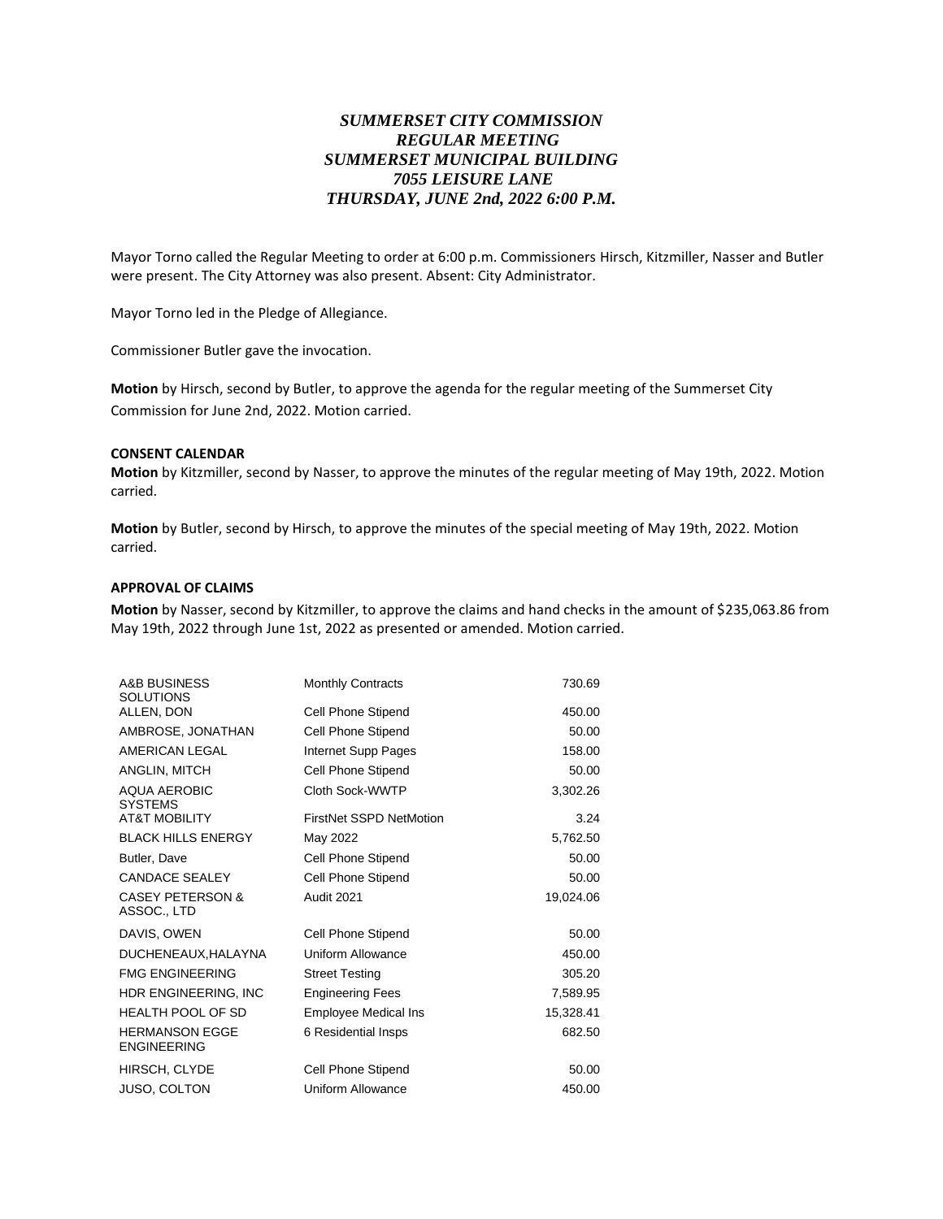# *SUMMERSET CITY COMMISSION*
# *REGULAR MEETING*
# *SUMMERSET MUNICIPAL BUILDING*
# *7055 LEISURE LANE*
# *THURSDAY, JUNE 2nd, 2022 6:00 P.M.*

Mayor Torno called the Regular Meeting to order at 6:00 p.m. Commissioners Hirsch, Kitzmiller, Nasser and Butler were present. The City Attorney was also present. Absent: City Administrator.

Mayor Torno led in the Pledge of Allegiance.

Commissioner Butler gave the invocation.

**Motion** by Hirsch, second by Butler, to approve the agenda for the regular meeting of the Summerset City Commission for June 2nd, 2022. Motion carried.

**CONSENT CALENDAR**

**Motion** by Kitzmiller, second by Nasser, to approve the minutes of the regular meeting of May 19th, 2022. Motion carried.

**Motion** by Butler, second by Hirsch, to approve the minutes of the special meeting of May 19th, 2022. Motion carried.

**APPROVAL OF CLAIMS**

**Motion** by Nasser, second by Kitzmiller, to approve the claims and hand checks in the amount of $235,063.86 from May 19th, 2022 through June 1st, 2022 as presented or amended. Motion carried.

| | | |
|---|---|---|
| A&B BUSINESS SOLUTIONS | Monthly Contracts | 730.69 |
| ALLEN, DON | Cell Phone Stipend | 450.00 |
| AMBROSE, JONATHAN | Cell Phone Stipend | 50.00 |
| AMERICAN LEGAL | Internet Supp Pages | 158.00 |
| ANGLIN, MITCH | Cell Phone Stipend | 50.00 |
| AQUA AEROBIC SYSTEMS | Cloth Sock-WWTP | 3,302.26 |
| AT&T MOBILITY | FirstNet SSPD NetMotion | 3.24 |
| BLACK HILLS ENERGY | May 2022 | 5,762.50 |
| Butler, Dave | Cell Phone Stipend | 50.00 |
| CANDACE SEALEY | Cell Phone Stipend | 50.00 |
| CASEY PETERSON & ASSOC., LTD | Audit 2021 | 19,024.06 |
| DAVIS, OWEN | Cell Phone Stipend | 50.00 |
| DUCHENEAUX,HALAYNA | Uniform Allowance | 450.00 |
| FMG ENGINEERING | Street Testing | 305.20 |
| HDR ENGINEERING, INC | Engineering Fees | 7,589.95 |
| HEALTH POOL OF SD | Employee Medical Ins | 15,328.41 |
| HERMANSON EGGE ENGINEERING | 6 Residential Insps | 682.50 |
| HIRSCH, CLYDE | Cell Phone Stipend | 50.00 |
| JUSO, COLTON | Uniform Allowance | 450.00 |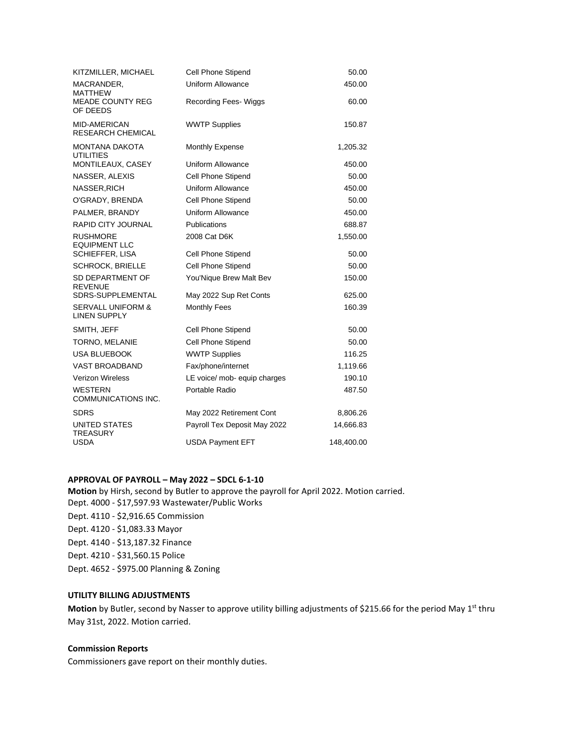| | | |
|---|---|---|
| KITZMILLER, MICHAEL | Cell Phone Stipend | 50.00 |
| MACRANDER, MATTHEW | Uniform Allowance | 450.00 |
| MEADE COUNTY REG OF DEEDS | Recording Fees- Wiggs | 60.00 |
| MID-AMERICAN RESEARCH CHEMICAL | WWTP Supplies | 150.87 |
| MONTANA DAKOTA UTILITIES | Monthly Expense | 1,205.32 |
| MONTILEAUX, CASEY | Uniform Allowance | 450.00 |
| NASSER, ALEXIS | Cell Phone Stipend | 50.00 |
| NASSER,RICH | Uniform Allowance | 450.00 |
| O'GRADY, BRENDA | Cell Phone Stipend | 50.00 |
| PALMER, BRANDY | Uniform Allowance | 450.00 |
| RAPID CITY JOURNAL | Publications | 688.87 |
| RUSHMORE EQUIPMENT LLC | 2008 Cat D6K | 1,550.00 |
| SCHIEFFER, LISA | Cell Phone Stipend | 50.00 |
| SCHROCK, BRIELLE | Cell Phone Stipend | 50.00 |
| SD DEPARTMENT OF REVENUE | You'Nique Brew Malt Bev | 150.00 |
| SDRS-SUPPLEMENTAL | May 2022 Sup Ret Conts | 625.00 |
| SERVALL UNIFORM & LINEN SUPPLY | Monthly Fees | 160.39 |
| SMITH, JEFF | Cell Phone Stipend | 50.00 |
| TORNO, MELANIE | Cell Phone Stipend | 50.00 |
| USA BLUEBOOK | WWTP Supplies | 116.25 |
| VAST BROADBAND | Fax/phone/internet | 1,119.66 |
| Verizon Wireless | LE voice/ mob- equip charges | 190.10 |
| WESTERN COMMUNICATIONS INC. | Portable Radio | 487.50 |
| SDRS | May 2022 Retirement Cont | 8,806.26 |
| UNITED STATES TREASURY | Payroll Tex Deposit May 2022 | 14,666.83 |
| USDA | USDA Payment EFT | 148,400.00 |

**APPROVAL OF PAYROLL – May 2022 – SDCL 6-1-10**

**Motion** by Hirsh, second by Butler to approve the payroll for April 2022. Motion carried.

Dept. 4000 - $17,597.93 Wastewater/Public Works

Dept. 4110 - $2,916.65 Commission

Dept. 4120 - $1,083.33 Mayor

Dept. 4140 - $13,187.32 Finance

Dept. 4210 - $31,560.15 Police

Dept. 4652 - $975.00 Planning & Zoning

**UTILITY BILLING ADJUSTMENTS**

**Motion** by Butler, second by Nasser to approve utility billing adjustments of $215.66 for the period May 1st thru May 31st, 2022. Motion carried.

**Commission Reports**

Commissioners gave report on their monthly duties.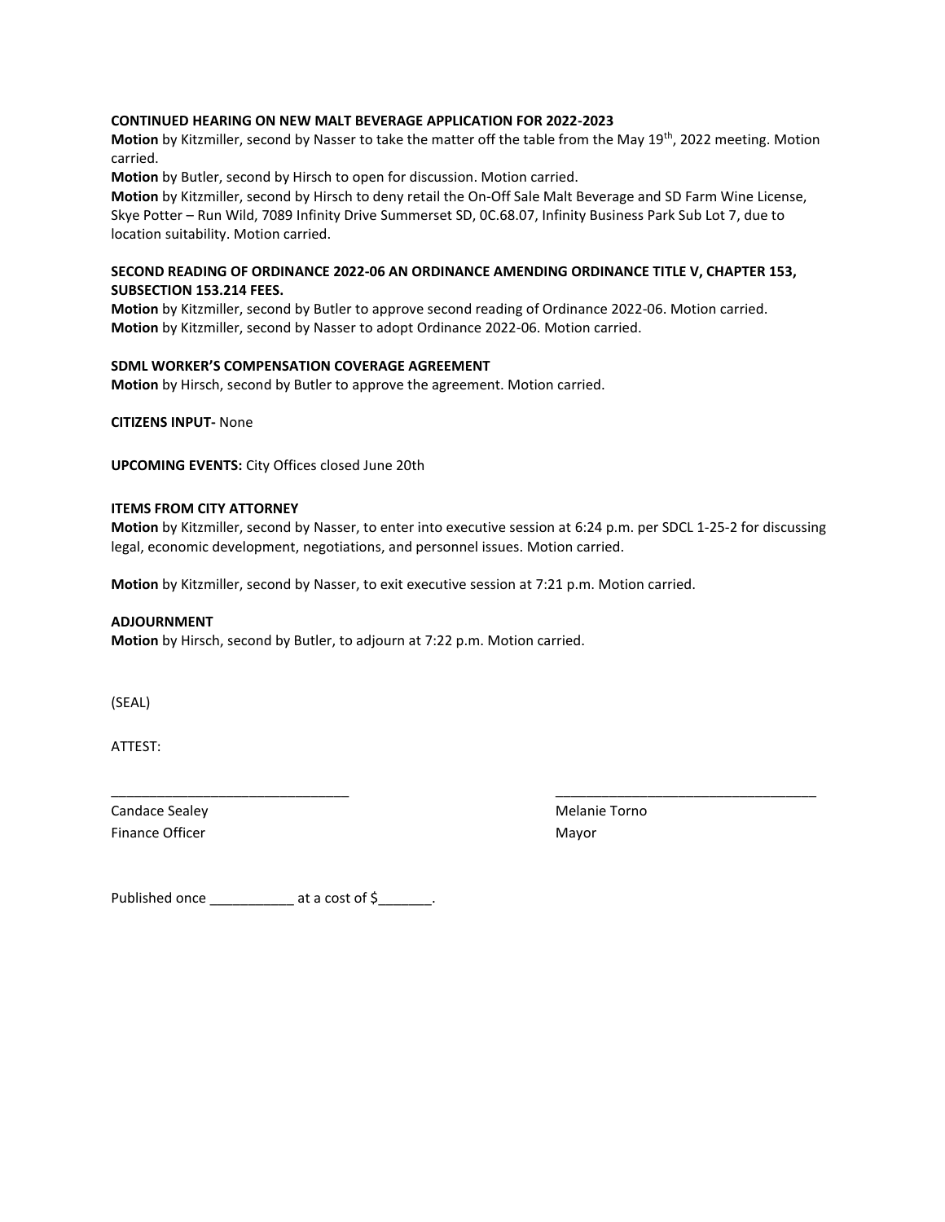**CONTINUED HEARING ON NEW MALT BEVERAGE APPLICATION FOR 2022-2023**

**Motion** by Kitzmiller, second by Nasser to take the matter off the table from the May 19th, 2022 meeting. Motion carried.

**Motion** by Butler, second by Hirsch to open for discussion. Motion carried.

**Motion** by Kitzmiller, second by Hirsch to deny retail the On-Off Sale Malt Beverage and SD Farm Wine License, Skye Potter – Run Wild, 7089 Infinity Drive Summerset SD, 0C.68.07, Infinity Business Park Sub Lot 7, due to location suitability. Motion carried.

**SECOND READING OF ORDINANCE 2022-06 AN ORDINANCE AMENDING ORDINANCE TITLE V, CHAPTER 153, SUBSECTION 153.214 FEES.**

**Motion** by Kitzmiller, second by Butler to approve second reading of Ordinance 2022-06. Motion carried.

**Motion** by Kitzmiller, second by Nasser to adopt Ordinance 2022-06. Motion carried.

**SDML WORKER'S COMPENSATION COVERAGE AGREEMENT**

**Motion** by Hirsch, second by Butler to approve the agreement. Motion carried.

**CITIZENS INPUT-** None

**UPCOMING EVENTS:** City Offices closed June 20th

**ITEMS FROM CITY ATTORNEY**

**Motion** by Kitzmiller, second by Nasser, to enter into executive session at 6:24 p.m. per SDCL 1-25-2 for discussing legal, economic development, negotiations, and personnel issues. Motion carried.

**Motion** by Kitzmiller, second by Nasser, to exit executive session at 7:21 p.m. Motion carried.

**ADJOURNMENT**

**Motion** by Hirsch, second by Butler, to adjourn at 7:22 p.m. Motion carried.

(SEAL)

ATTEST:

_______________________________ ___________________________________

Candace Sealey — Finance Officer

Melanie Torno — Mayor

Published once ___________ at a cost of $_______.